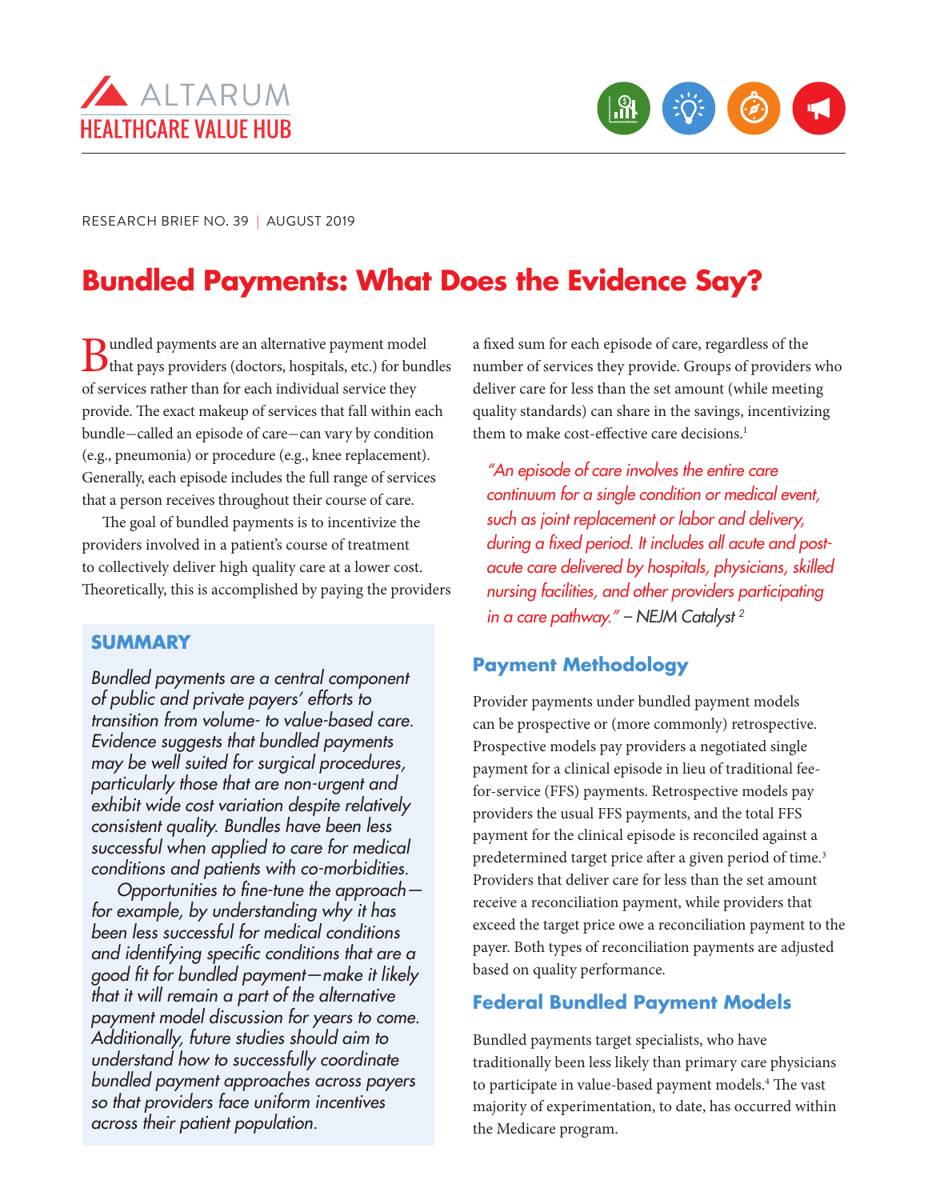ALTARUM
HEALTHCARE VALUE HUB

RESEARCH BRIEF NO. 39 | AUGUST 2019

# Bundled Payments: What Does the Evidence Say?

Bundled payments are an alternative payment model that pays providers (doctors, hospitals, etc.) for bundles of services rather than for each individual service they provide. The exact makeup of services that fall within each bundle—called an episode of care—can vary by condition (e.g., pneumonia) or procedure (e.g., knee replacement). Generally, each episode includes the full range of services that a person receives throughout their course of care.

The goal of bundled payments is to incentivize the providers involved in a patient's course of treatment to collectively deliver high quality care at a lower cost. Theoretically, this is accomplished by paying the providers a fixed sum for each episode of care, regardless of the number of services they provide. Groups of providers who deliver care for less than the set amount (while meeting quality standards) can share in the savings, incentivizing them to make cost-effective care decisions.[1]

## SUMMARY

*Bundled payments are a central component of public and private payers' efforts to transition from volume- to value-based care. Evidence suggests that bundled payments may be well suited for surgical procedures, particularly those that are non-urgent and exhibit wide cost variation despite relatively consistent quality. Bundles have been less successful when applied to care for medical conditions and patients with co-morbidities.*

*Opportunities to fine-tune the approach—for example, by understanding why it has been less successful for medical conditions and identifying specific conditions that are a good fit for bundled payment—make it likely that it will remain a part of the alternative payment model discussion for years to come. Additionally, future studies should aim to understand how to successfully coordinate bundled payment approaches across payers so that providers face uniform incentives across their patient population.*

> *"An episode of care involves the entire care continuum for a single condition or medical event, such as joint replacement or labor and delivery, during a fixed period. It includes all acute and post-acute care delivered by hospitals, physicians, skilled nursing facilities, and other providers participating in a care pathway."* – NEJM Catalyst[2]

## Payment Methodology

Provider payments under bundled payment models can be prospective or (more commonly) retrospective. Prospective models pay providers a negotiated single payment for a clinical episode in lieu of traditional fee-for-service (FFS) payments. Retrospective models pay providers the usual FFS payments, and the total FFS payment for the clinical episode is reconciled against a predetermined target price after a given period of time.[3] Providers that deliver care for less than the set amount receive a reconciliation payment, while providers that exceed the target price owe a reconciliation payment to the payer. Both types of reconciliation payments are adjusted based on quality performance.

## Federal Bundled Payment Models

Bundled payments target specialists, who have traditionally been less likely than primary care physicians to participate in value-based payment models.[4] The vast majority of experimentation, to date, has occurred within the Medicare program.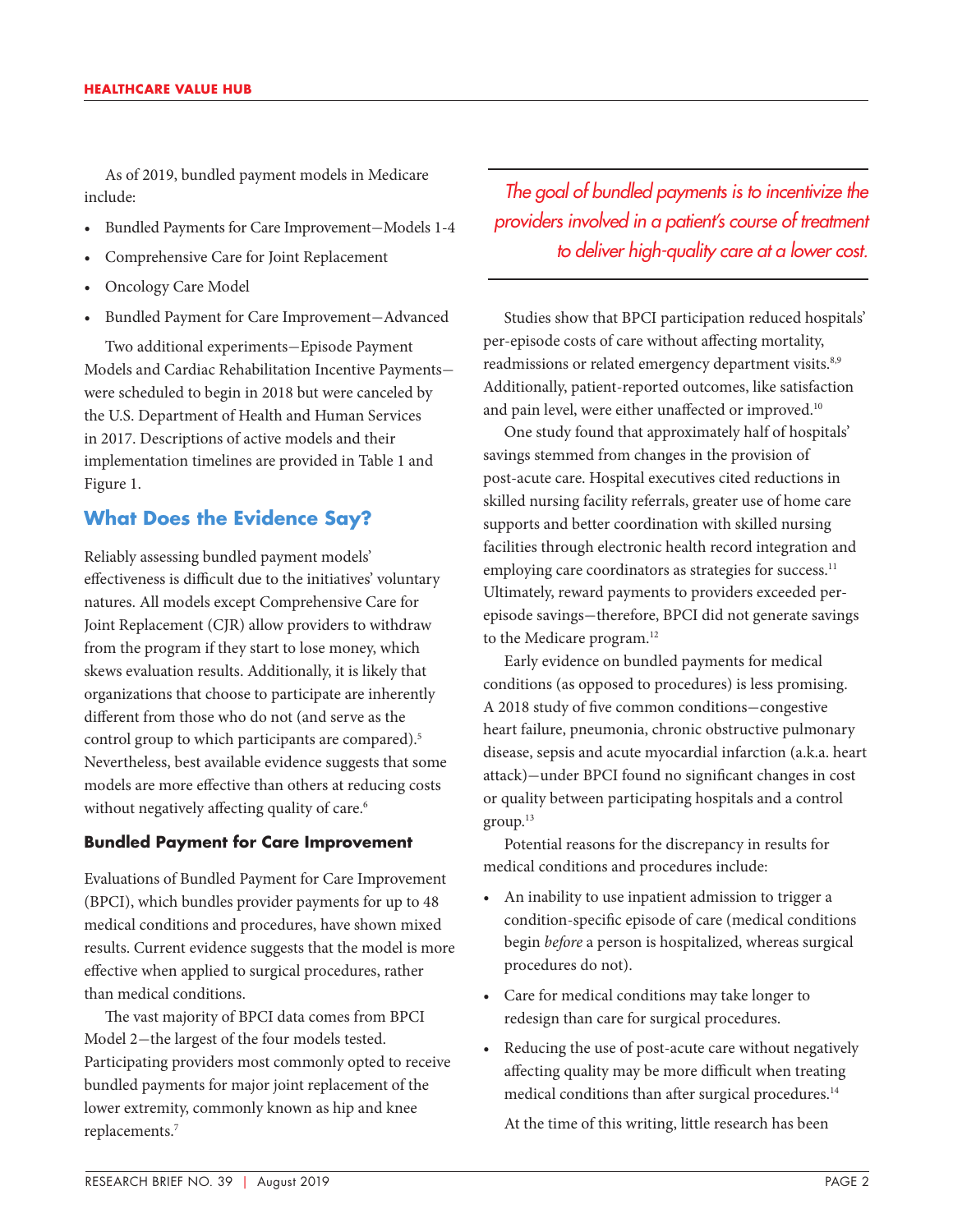As of 2019, bundled payment models in Medicare include:

- Bundled Payments for Care Improvement—Models 1-4
- Comprehensive Care for Joint Replacement
- Oncology Care Model
- Bundled Payment for Care Improvement—Advanced

Two additional experiments—Episode Payment Models and Cardiac Rehabilitation Incentive Payments—were scheduled to begin in 2018 but were canceled by the U.S. Department of Health and Human Services in 2017. Descriptions of active models and their implementation timelines are provided in Table 1 and Figure 1.

## What Does the Evidence Say?

Reliably assessing bundled payment models' effectiveness is difficult due to the initiatives' voluntary natures. All models except Comprehensive Care for Joint Replacement (CJR) allow providers to withdraw from the program if they start to lose money, which skews evaluation results. Additionally, it is likely that organizations that choose to participate are inherently different from those who do not (and serve as the control group to which participants are compared).[5] Nevertheless, best available evidence suggests that some models are more effective than others at reducing costs without negatively affecting quality of care.[6]

### Bundled Payment for Care Improvement

Evaluations of Bundled Payment for Care Improvement (BPCI), which bundles provider payments for up to 48 medical conditions and procedures, have shown mixed results. Current evidence suggests that the model is more effective when applied to surgical procedures, rather than medical conditions.

The vast majority of BPCI data comes from BPCI Model 2—the largest of the four models tested. Participating providers most commonly opted to receive bundled payments for major joint replacement of the lower extremity, commonly known as hip and knee replacements.[7]

*The goal of bundled payments is to incentivize the providers involved in a patient's course of treatment to deliver high-quality care at a lower cost.*

Studies show that BPCI participation reduced hospitals' per-episode costs of care without affecting mortality, readmissions or related emergency department visits.[8,9] Additionally, patient-reported outcomes, like satisfaction and pain level, were either unaffected or improved.[10]

One study found that approximately half of hospitals' savings stemmed from changes in the provision of post-acute care. Hospital executives cited reductions in skilled nursing facility referrals, greater use of home care supports and better coordination with skilled nursing facilities through electronic health record integration and employing care coordinators as strategies for success.[11] Ultimately, reward payments to providers exceeded per-episode savings—therefore, BPCI did not generate savings to the Medicare program.[12]

Early evidence on bundled payments for medical conditions (as opposed to procedures) is less promising. A 2018 study of five common conditions—congestive heart failure, pneumonia, chronic obstructive pulmonary disease, sepsis and acute myocardial infarction (a.k.a. heart attack)—under BPCI found no significant changes in cost or quality between participating hospitals and a control group.[13]

Potential reasons for the discrepancy in results for medical conditions and procedures include:

- An inability to use inpatient admission to trigger a condition-specific episode of care (medical conditions begin *before* a person is hospitalized, whereas surgical procedures do not).
- Care for medical conditions may take longer to redesign than care for surgical procedures.
- Reducing the use of post-acute care without negatively affecting quality may be more difficult when treating medical conditions than after surgical procedures.[14]

At the time of this writing, little research has been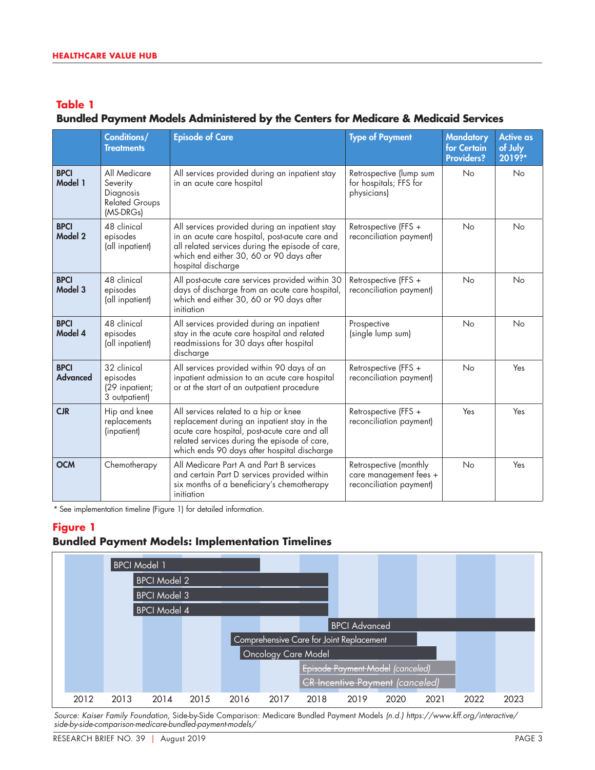**Table 1**

**Bundled Payment Models Administered by the Centers for Medicare & Medicaid Services**

| | Conditions/ Treatments | Episode of Care | Type of Payment | Mandatory for Certain Providers? | Active as of July 2019?* |
|---|---|---|---|---|---|
| **BPCI Model 1** | All Medicare Severity Diagnosis Related Groups (MS-DRGs) | All services provided during an inpatient stay in an acute care hospital | Retrospective (lump sum for hospitals; FFS for physicians) | No | No |
| **BPCI Model 2** | 48 clinical episodes (all inpatient) | All services provided during an inpatient stay in an acute care hospital, post-acute care and all related services during the episode of care, which end either 30, 60 or 90 days after hospital discharge | Retrospective (FFS + reconciliation payment) | No | No |
| **BPCI Model 3** | 48 clinical episodes (all inpatient) | All post-acute care services provided within 30 days of discharge from an acute care hospital, which end either 30, 60 or 90 days after initiation | Retrospective (FFS + reconciliation payment) | No | No |
| **BPCI Model 4** | 48 clinical episodes (all inpatient) | All services provided during an inpatient stay in the acute care hospital and related readmissions for 30 days after hospital discharge | Prospective (single lump sum) | No | No |
| **BPCI Advanced** | 32 clinical episodes (29 inpatient; 3 outpatient) | All services provided within 90 days of an inpatient admission to an acute care hospital or at the start of an outpatient procedure | Retrospective (FFS + reconciliation payment) | No | Yes |
| **CJR** | Hip and knee replacements (inpatient) | All services related to a hip or knee replacement during an inpatient stay in the acute care hospital, post-acute care and all related services during the episode of care, which ends 90 days after hospital discharge | Retrospective (FFS + reconciliation payment) | Yes | Yes |
| **OCM** | Chemotherapy | All Medicare Part A and Part B services and certain Part D services provided within six months of a beneficiary's chemotherapy initiation | Retrospective (monthly care management fees + reconciliation payment) | No | Yes |

* See implementation timeline (Figure 1) for detailed information.

**Figure 1**

**Bundled Payment Models: Implementation Timelines**

| Model | Approximate timeline |
|---|---|
| BPCI Model 1 | 2013 – 2016 |
| BPCI Model 2 | 2013 – 2018 |
| BPCI Model 3 | 2013 – 2018 |
| BPCI Model 4 | 2013 – 2018 |
| BPCI Advanced | 2018 – 2023 |
| Comprehensive Care for Joint Replacement | 2016 – 2020 |
| Oncology Care Model | 2016 – 2021 |
| ~~Episode Payment Model~~ *(canceled)* | 2018 – 2022 |
| ~~CR Incentive Payment~~ *(canceled)* | 2018 – 2022 |

*Source: Kaiser Family Foundation,* Side-by-Side Comparison: Medicare Bundled Payment Models *(n.d.) https://www.kff.org/interactive/side-by-side-comparison-medicare-bundled-payment-models/*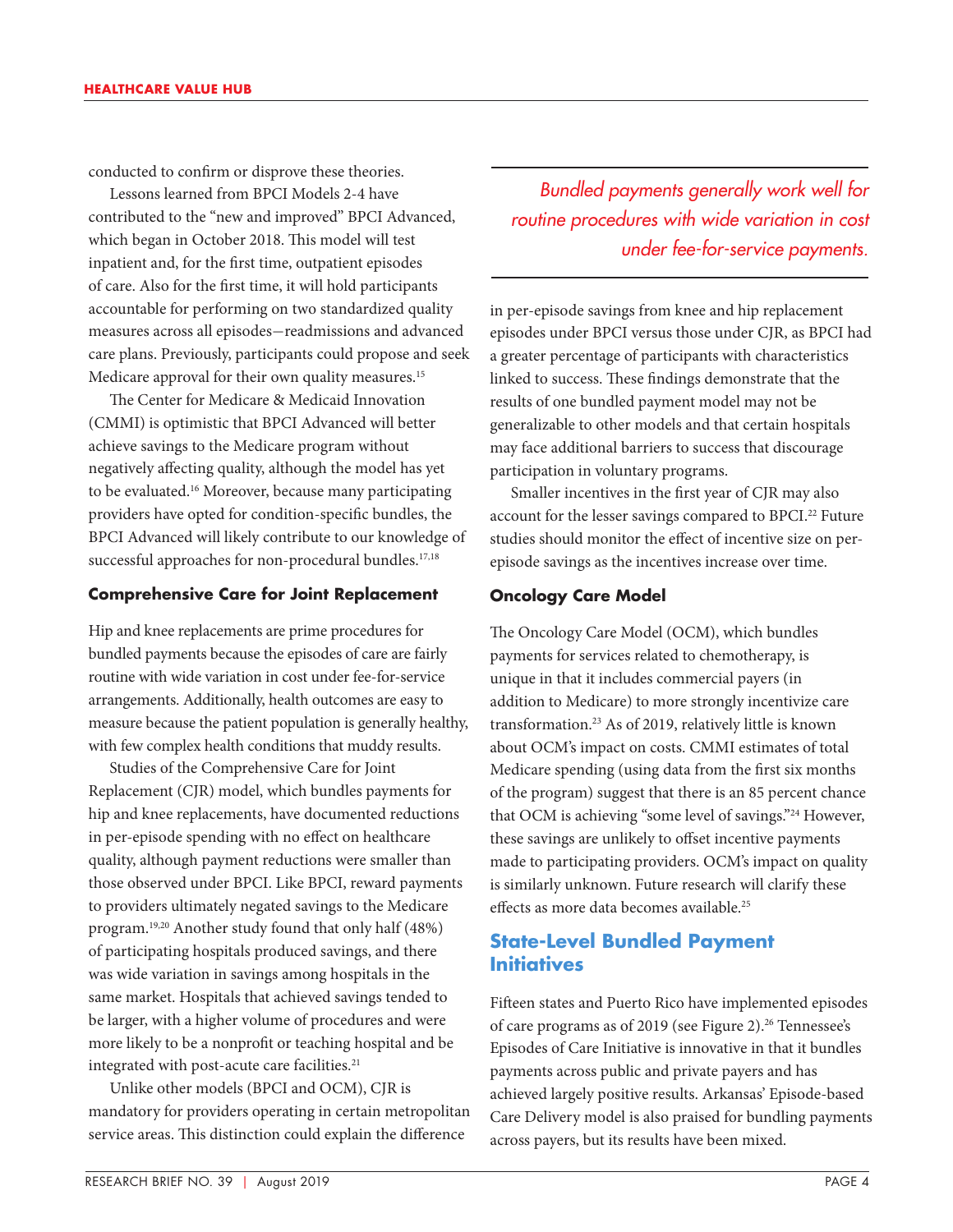conducted to confirm or disprove these theories.

Lessons learned from BPCI Models 2-4 have contributed to the "new and improved" BPCI Advanced, which began in October 2018. This model will test inpatient and, for the first time, outpatient episodes of care. Also for the first time, it will hold participants accountable for performing on two standardized quality measures across all episodes—readmissions and advanced care plans. Previously, participants could propose and seek Medicare approval for their own quality measures.[15]

The Center for Medicare & Medicaid Innovation (CMMI) is optimistic that BPCI Advanced will better achieve savings to the Medicare program without negatively affecting quality, although the model has yet to be evaluated.[16] Moreover, because many participating providers have opted for condition-specific bundles, the BPCI Advanced will likely contribute to our knowledge of successful approaches for non-procedural bundles.[17,18]

### Comprehensive Care for Joint Replacement

Hip and knee replacements are prime procedures for bundled payments because the episodes of care are fairly routine with wide variation in cost under fee-for-service arrangements. Additionally, health outcomes are easy to measure because the patient population is generally healthy, with few complex health conditions that muddy results.

Studies of the Comprehensive Care for Joint Replacement (CJR) model, which bundles payments for hip and knee replacements, have documented reductions in per-episode spending with no effect on healthcare quality, although payment reductions were smaller than those observed under BPCI. Like BPCI, reward payments to providers ultimately negated savings to the Medicare program.[19,20] Another study found that only half (48%) of participating hospitals produced savings, and there was wide variation in savings among hospitals in the same market. Hospitals that achieved savings tended to be larger, with a higher volume of procedures and were more likely to be a nonprofit or teaching hospital and be integrated with post-acute care facilities.[21]

Unlike other models (BPCI and OCM), CJR is mandatory for providers operating in certain metropolitan service areas. This distinction could explain the difference in per-episode savings from knee and hip replacement episodes under BPCI versus those under CJR, as BPCI had a greater percentage of participants with characteristics linked to success. These findings demonstrate that the results of one bundled payment model may not be generalizable to other models and that certain hospitals may face additional barriers to success that discourage participation in voluntary programs.

*Bundled payments generally work well for routine procedures with wide variation in cost under fee-for-service payments.*

Smaller incentives in the first year of CJR may also account for the lesser savings compared to BPCI.[22] Future studies should monitor the effect of incentive size on per-episode savings as the incentives increase over time.

### Oncology Care Model

The Oncology Care Model (OCM), which bundles payments for services related to chemotherapy, is unique in that it includes commercial payers (in addition to Medicare) to more strongly incentivize care transformation.[23] As of 2019, relatively little is known about OCM's impact on costs. CMMI estimates of total Medicare spending (using data from the first six months of the program) suggest that there is an 85 percent chance that OCM is achieving "some level of savings."[24] However, these savings are unlikely to offset incentive payments made to participating providers. OCM's impact on quality is similarly unknown. Future research will clarify these effects as more data becomes available.[25]

## State-Level Bundled Payment Initiatives

Fifteen states and Puerto Rico have implemented episodes of care programs as of 2019 (see Figure 2).[26] Tennessee's Episodes of Care Initiative is innovative in that it bundles payments across public and private payers and has achieved largely positive results. Arkansas' Episode-based Care Delivery model is also praised for bundling payments across payers, but its results have been mixed.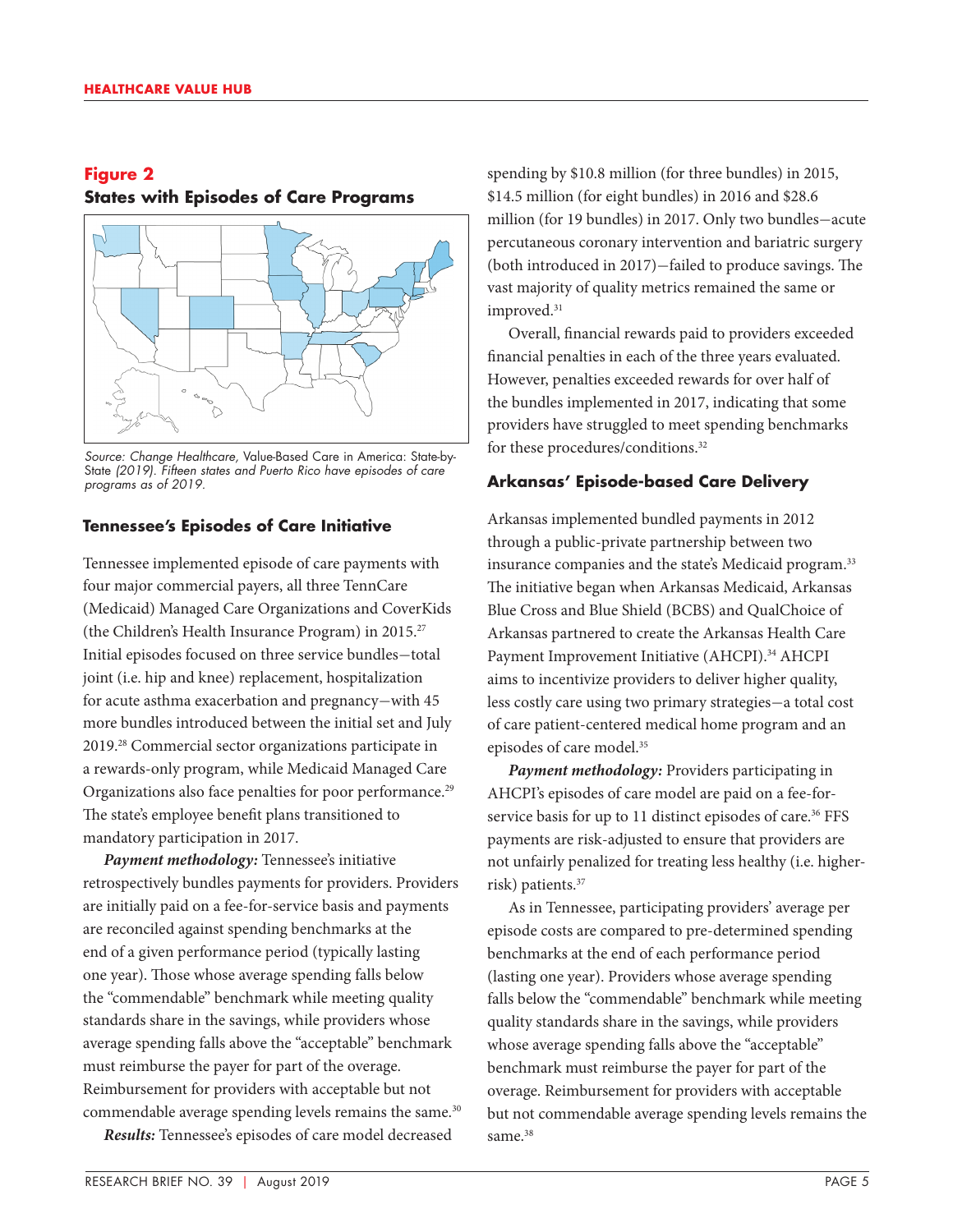**Figure 2**
**States with Episodes of Care Programs**

*Source: Change Healthcare,* Value-Based Care in America: State-by-State *(2019). Fifteen states and Puerto Rico have episodes of care programs as of 2019.*

### Tennessee's Episodes of Care Initiative

Tennessee implemented episode of care payments with four major commercial payers, all three TennCare (Medicaid) Managed Care Organizations and CoverKids (the Children's Health Insurance Program) in 2015.[27] Initial episodes focused on three service bundles—total joint (i.e. hip and knee) replacement, hospitalization for acute asthma exacerbation and pregnancy—with 45 more bundles introduced between the initial set and July 2019.[28] Commercial sector organizations participate in a rewards-only program, while Medicaid Managed Care Organizations also face penalties for poor performance.[29] The state's employee benefit plans transitioned to mandatory participation in 2017.

***Payment methodology:*** Tennessee's initiative retrospectively bundles payments for providers. Providers are initially paid on a fee-for-service basis and payments are reconciled against spending benchmarks at the end of a given performance period (typically lasting one year). Those whose average spending falls below the "commendable" benchmark while meeting quality standards share in the savings, while providers whose average spending falls above the "acceptable" benchmark must reimburse the payer for part of the overage. Reimbursement for providers with acceptable but not commendable average spending levels remains the same.[30]

***Results:*** Tennessee's episodes of care model decreased spending by \$10.8 million (for three bundles) in 2015, \$14.5 million (for eight bundles) in 2016 and \$28.6 million (for 19 bundles) in 2017. Only two bundles—acute percutaneous coronary intervention and bariatric surgery (both introduced in 2017)—failed to produce savings. The vast majority of quality metrics remained the same or improved.[31]

Overall, financial rewards paid to providers exceeded financial penalties in each of the three years evaluated. However, penalties exceeded rewards for over half of the bundles implemented in 2017, indicating that some providers have struggled to meet spending benchmarks for these procedures/conditions.[32]

### Arkansas' Episode-based Care Delivery

Arkansas implemented bundled payments in 2012 through a public-private partnership between two insurance companies and the state's Medicaid program.[33] The initiative began when Arkansas Medicaid, Arkansas Blue Cross and Blue Shield (BCBS) and QualChoice of Arkansas partnered to create the Arkansas Health Care Payment Improvement Initiative (AHCPI).[34] AHCPI aims to incentivize providers to deliver higher quality, less costly care using two primary strategies—a total cost of care patient-centered medical home program and an episodes of care model.[35]

***Payment methodology:*** Providers participating in AHCPI's episodes of care model are paid on a fee-for-service basis for up to 11 distinct episodes of care.[36] FFS payments are risk-adjusted to ensure that providers are not unfairly penalized for treating less healthy (i.e. higher-risk) patients.[37]

As in Tennessee, participating providers' average per episode costs are compared to pre-determined spending benchmarks at the end of each performance period (lasting one year). Providers whose average spending falls below the "commendable" benchmark while meeting quality standards share in the savings, while providers whose average spending falls above the "acceptable" benchmark must reimburse the payer for part of the overage. Reimbursement for providers with acceptable but not commendable average spending levels remains the same.[38]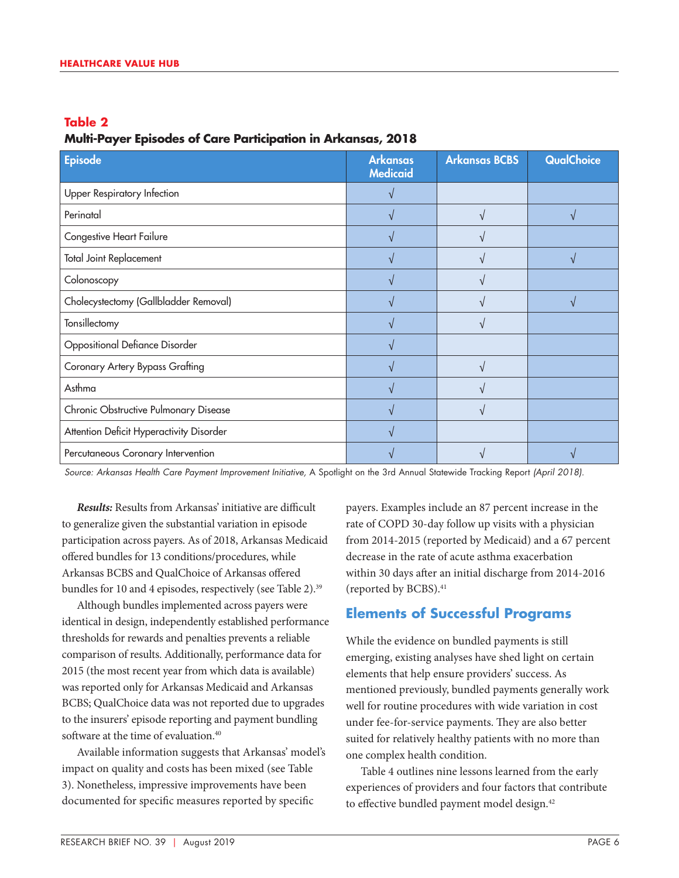**Table 2**
**Multi-Payer Episodes of Care Participation in Arkansas, 2018**

| Episode | Arkansas Medicaid | Arkansas BCBS | QualChoice |
|---|---|---|---|
| Upper Respiratory Infection | √ | | |
| Perinatal | √ | √ | √ |
| Congestive Heart Failure | √ | √ | |
| Total Joint Replacement | √ | √ | √ |
| Colonoscopy | √ | √ | |
| Cholecystectomy (Gallbladder Removal) | √ | √ | √ |
| Tonsillectomy | √ | √ | |
| Oppositional Defiance Disorder | √ | | |
| Coronary Artery Bypass Grafting | √ | √ | |
| Asthma | √ | √ | |
| Chronic Obstructive Pulmonary Disease | √ | √ | |
| Attention Deficit Hyperactivity Disorder | √ | | |
| Percutaneous Coronary Intervention | √ | √ | √ |

*Source: Arkansas Health Care Payment Improvement Initiative,* A Spotlight on the 3rd Annual Statewide Tracking Report *(April 2018).*

***Results:*** Results from Arkansas' initiative are difficult to generalize given the substantial variation in episode participation across payers. As of 2018, Arkansas Medicaid offered bundles for 13 conditions/procedures, while Arkansas BCBS and QualChoice of Arkansas offered bundles for 10 and 4 episodes, respectively (see Table 2).[39]

Although bundles implemented across payers were identical in design, independently established performance thresholds for rewards and penalties prevents a reliable comparison of results. Additionally, performance data for 2015 (the most recent year from which data is available) was reported only for Arkansas Medicaid and Arkansas BCBS; QualChoice data was not reported due to upgrades to the insurers' episode reporting and payment bundling software at the time of evaluation.[40]

Available information suggests that Arkansas' model's impact on quality and costs has been mixed (see Table 3). Nonetheless, impressive improvements have been documented for specific measures reported by specific payers. Examples include an 87 percent increase in the rate of COPD 30-day follow up visits with a physician from 2014-2015 (reported by Medicaid) and a 67 percent decrease in the rate of acute asthma exacerbation within 30 days after an initial discharge from 2014-2016 (reported by BCBS).[41]

## Elements of Successful Programs

While the evidence on bundled payments is still emerging, existing analyses have shed light on certain elements that help ensure providers' success. As mentioned previously, bundled payments generally work well for routine procedures with wide variation in cost under fee-for-service payments. They are also better suited for relatively healthy patients with no more than one complex health condition.

Table 4 outlines nine lessons learned from the early experiences of providers and four factors that contribute to effective bundled payment model design.[42]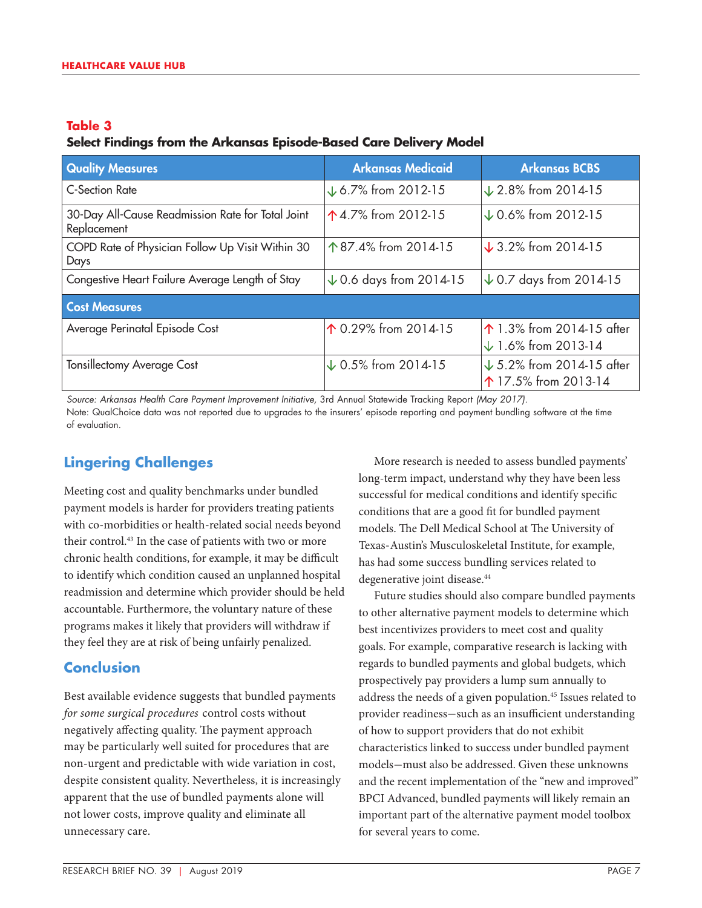**Table 3**
**Select Findings from the Arkansas Episode-Based Care Delivery Model**

| Quality Measures | Arkansas Medicaid | Arkansas BCBS |
|---|---|---|
| C-Section Rate | ↓ 6.7% from 2012-15 | ↓ 2.8% from 2014-15 |
| 30-Day All-Cause Readmission Rate for Total Joint Replacement | ↑ 4.7% from 2012-15 | ↓ 0.6% from 2012-15 |
| COPD Rate of Physician Follow Up Visit Within 30 Days | ↑ 87.4% from 2014-15 | ↓ 3.2% from 2014-15 |
| Congestive Heart Failure Average Length of Stay | ↓ 0.6 days from 2014-15 | ↓ 0.7 days from 2014-15 |
| **Cost Measures** | | |
| Average Perinatal Episode Cost | ↑ 0.29% from 2014-15 | ↑ 1.3% from 2014-15 after ↓ 1.6% from 2013-14 |
| Tonsillectomy Average Cost | ↓ 0.5% from 2014-15 | ↓ 5.2% from 2014-15 after ↑ 17.5% from 2013-14 |

*Source: Arkansas Health Care Payment Improvement Initiative,* 3rd Annual Statewide Tracking Report *(May 2017).*
Note: QualChoice data was not reported due to upgrades to the insurers' episode reporting and payment bundling software at the time of evaluation.

## Lingering Challenges

Meeting cost and quality benchmarks under bundled payment models is harder for providers treating patients with co-morbidities or health-related social needs beyond their control.[43] In the case of patients with two or more chronic health conditions, for example, it may be difficult to identify which condition caused an unplanned hospital readmission and determine which provider should be held accountable. Furthermore, the voluntary nature of these programs makes it likely that providers will withdraw if they feel they are at risk of being unfairly penalized.

## Conclusion

Best available evidence suggests that bundled payments *for some surgical procedures* control costs without negatively affecting quality. The payment approach may be particularly well suited for procedures that are non-urgent and predictable with wide variation in cost, despite consistent quality. Nevertheless, it is increasingly apparent that the use of bundled payments alone will not lower costs, improve quality and eliminate all unnecessary care.

More research is needed to assess bundled payments' long-term impact, understand why they have been less successful for medical conditions and identify specific conditions that are a good fit for bundled payment models. The Dell Medical School at The University of Texas-Austin's Musculoskeletal Institute, for example, has had some success bundling services related to degenerative joint disease.[44]

Future studies should also compare bundled payments to other alternative payment models to determine which best incentivizes providers to meet cost and quality goals. For example, comparative research is lacking with regards to bundled payments and global budgets, which prospectively pay providers a lump sum annually to address the needs of a given population.[45] Issues related to provider readiness—such as an insufficient understanding of how to support providers that do not exhibit characteristics linked to success under bundled payment models—must also be addressed. Given these unknowns and the recent implementation of the "new and improved" BPCI Advanced, bundled payments will likely remain an important part of the alternative payment model toolbox for several years to come.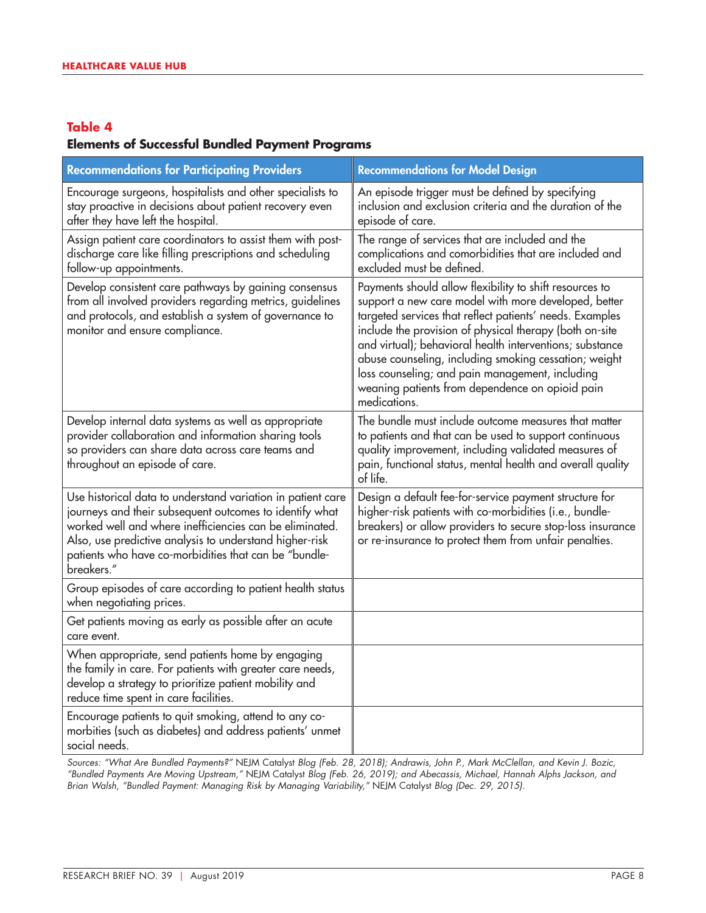**Table 4**

**Elements of Successful Bundled Payment Programs**

| Recommendations for Participating Providers | Recommendations for Model Design |
|---|---|
| Encourage surgeons, hospitalists and other specialists to stay proactive in decisions about patient recovery even after they have left the hospital. | An episode trigger must be defined by specifying inclusion and exclusion criteria and the duration of the episode of care. |
| Assign patient care coordinators to assist them with post-discharge care like filling prescriptions and scheduling follow-up appointments. | The range of services that are included and the complications and comorbidities that are included and excluded must be defined. |
| Develop consistent care pathways by gaining consensus from all involved providers regarding metrics, guidelines and protocols, and establish a system of governance to monitor and ensure compliance. | Payments should allow flexibility to shift resources to support a new care model with more developed, better targeted services that reflect patients' needs. Examples include the provision of physical therapy (both on-site and virtual); behavioral health interventions; substance abuse counseling, including smoking cessation; weight loss counseling; and pain management, including weaning patients from dependence on opioid pain medications. |
| Develop internal data systems as well as appropriate provider collaboration and information sharing tools so providers can share data across care teams and throughout an episode of care. | The bundle must include outcome measures that matter to patients and that can be used to support continuous quality improvement, including validated measures of pain, functional status, mental health and overall quality of life. |
| Use historical data to understand variation in patient care journeys and their subsequent outcomes to identify what worked well and where inefficiencies can be eliminated. Also, use predictive analysis to understand higher-risk patients who have co-morbidities that can be "bundle-breakers." | Design a default fee-for-service payment structure for higher-risk patients with co-morbidities (i.e., bundle-breakers) or allow providers to secure stop-loss insurance or re-insurance to protect them from unfair penalties. |
| Group episodes of care according to patient health status when negotiating prices. | |
| Get patients moving as early as possible after an acute care event. | |
| When appropriate, send patients home by engaging the family in care. For patients with greater care needs, develop a strategy to prioritize patient mobility and reduce time spent in care facilities. | |
| Encourage patients to quit smoking, attend to any co-morbities (such as diabetes) and address patients' unmet social needs. | |

*Sources: "What Are Bundled Payments?"* NEJM Catalyst *Blog (Feb. 28, 2018); Andrawis, John P., Mark McClellan, and Kevin J. Bozic, "Bundled Payments Are Moving Upstream,"* NEJM Catalyst *Blog (Feb. 26, 2019); and Abecassis, Michael, Hannah Alphs Jackson, and Brian Walsh, "Bundled Payment: Managing Risk by Managing Variability,"* NEJM Catalyst *Blog (Dec. 29, 2015).*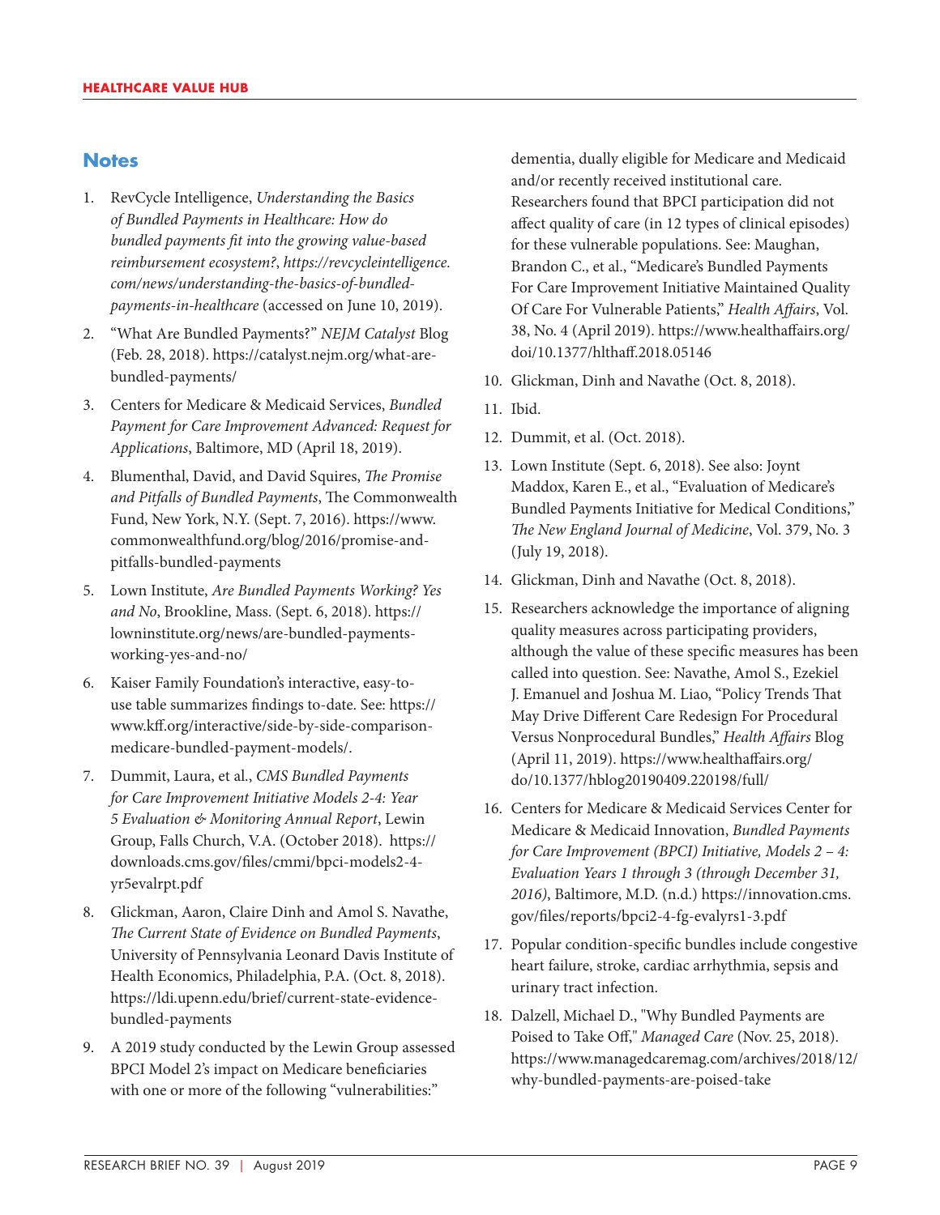## Notes

1. RevCycle Intelligence, *Understanding the Basics of Bundled Payments in Healthcare: How do bundled payments fit into the growing value-based reimbursement ecosystem?*, *https://revcycleintelligence.com/news/understanding-the-basics-of-bundled-payments-in-healthcare* (accessed on June 10, 2019).
2. "What Are Bundled Payments?" *NEJM Catalyst* Blog (Feb. 28, 2018). https://catalyst.nejm.org/what-are-bundled-payments/
3. Centers for Medicare & Medicaid Services, *Bundled Payment for Care Improvement Advanced: Request for Applications*, Baltimore, MD (April 18, 2019).
4. Blumenthal, David, and David Squires, *The Promise and Pitfalls of Bundled Payments*, The Commonwealth Fund, New York, N.Y. (Sept. 7, 2016). https://www.commonwealthfund.org/blog/2016/promise-and-pitfalls-bundled-payments
5. Lown Institute, *Are Bundled Payments Working? Yes and No*, Brookline, Mass. (Sept. 6, 2018). https://lowninstitute.org/news/are-bundled-payments-working-yes-and-no/
6. Kaiser Family Foundation's interactive, easy-to-use table summarizes findings to-date. See: https://www.kff.org/interactive/side-by-side-comparison-medicare-bundled-payment-models/.
7. Dummit, Laura, et al., *CMS Bundled Payments for Care Improvement Initiative Models 2-4: Year 5 Evaluation & Monitoring Annual Report*, Lewin Group, Falls Church, V.A. (October 2018). https://downloads.cms.gov/files/cmmi/bpci-models2-4-yr5evalrpt.pdf
8. Glickman, Aaron, Claire Dinh and Amol S. Navathe, *The Current State of Evidence on Bundled Payments*, University of Pennsylvania Leonard Davis Institute of Health Economics, Philadelphia, P.A. (Oct. 8, 2018). https://ldi.upenn.edu/brief/current-state-evidence-bundled-payments
9. A 2019 study conducted by the Lewin Group assessed BPCI Model 2's impact on Medicare beneficiaries with one or more of the following "vulnerabilities:" dementia, dually eligible for Medicare and Medicaid and/or recently received institutional care. Researchers found that BPCI participation did not affect quality of care (in 12 types of clinical episodes) for these vulnerable populations. See: Maughan, Brandon C., et al., "Medicare's Bundled Payments For Care Improvement Initiative Maintained Quality Of Care For Vulnerable Patients," *Health Affairs*, Vol. 38, No. 4 (April 2019). https://www.healthaffairs.org/doi/10.1377/hlthaff.2018.05146
10. Glickman, Dinh and Navathe (Oct. 8, 2018).
11. Ibid.
12. Dummit, et al. (Oct. 2018).
13. Lown Institute (Sept. 6, 2018). See also: Joynt Maddox, Karen E., et al., "Evaluation of Medicare's Bundled Payments Initiative for Medical Conditions," *The New England Journal of Medicine*, Vol. 379, No. 3 (July 19, 2018).
14. Glickman, Dinh and Navathe (Oct. 8, 2018).
15. Researchers acknowledge the importance of aligning quality measures across participating providers, although the value of these specific measures has been called into question. See: Navathe, Amol S., Ezekiel J. Emanuel and Joshua M. Liao, "Policy Trends That May Drive Different Care Redesign For Procedural Versus Nonprocedural Bundles," *Health Affairs* Blog (April 11, 2019). https://www.healthaffairs.org/do/10.1377/hblog20190409.220198/full/
16. Centers for Medicare & Medicaid Services Center for Medicare & Medicaid Innovation, *Bundled Payments for Care Improvement (BPCI) Initiative, Models 2 – 4: Evaluation Years 1 through 3 (through December 31, 2016)*, Baltimore, M.D. (n.d.) https://innovation.cms.gov/files/reports/bpci2-4-fg-evalyrs1-3.pdf
17. Popular condition-specific bundles include congestive heart failure, stroke, cardiac arrhythmia, sepsis and urinary tract infection.
18. Dalzell, Michael D., "Why Bundled Payments are Poised to Take Off," *Managed Care* (Nov. 25, 2018). https://www.managedcaremag.com/archives/2018/12/why-bundled-payments-are-poised-take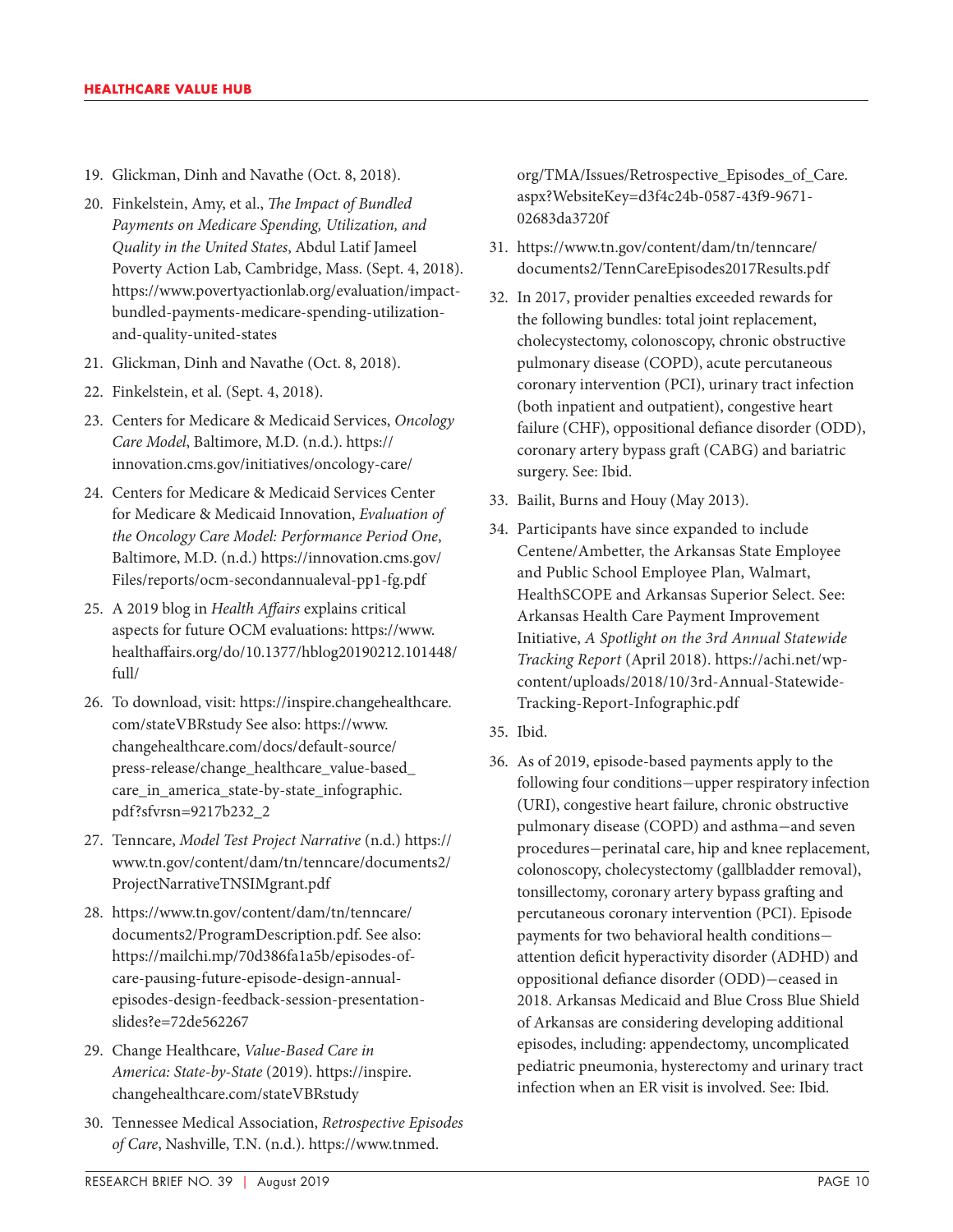19. Glickman, Dinh and Navathe (Oct. 8, 2018).
20. Finkelstein, Amy, et al., *The Impact of Bundled Payments on Medicare Spending, Utilization, and Quality in the United States*, Abdul Latif Jameel Poverty Action Lab, Cambridge, Mass. (Sept. 4, 2018). https://www.povertyactionlab.org/evaluation/impact-bundled-payments-medicare-spending-utilization-and-quality-united-states
21. Glickman, Dinh and Navathe (Oct. 8, 2018).
22. Finkelstein, et al. (Sept. 4, 2018).
23. Centers for Medicare & Medicaid Services, *Oncology Care Model*, Baltimore, M.D. (n.d.). https://innovation.cms.gov/initiatives/oncology-care/
24. Centers for Medicare & Medicaid Services Center for Medicare & Medicaid Innovation, *Evaluation of the Oncology Care Model: Performance Period One*, Baltimore, M.D. (n.d.) https://innovation.cms.gov/Files/reports/ocm-secondannualeval-pp1-fg.pdf
25. A 2019 blog in *Health Affairs* explains critical aspects for future OCM evaluations: https://www.healthaffairs.org/do/10.1377/hblog20190212.101448/full/
26. To download, visit: https://inspire.changehealthcare.com/stateVBRstudy See also: https://www.changehealthcare.com/docs/default-source/press-release/change_healthcare_value-based_care_in_america_state-by-state_infographic.pdf?sfvrsn=9217b232_2
27. Tenncare, *Model Test Project Narrative* (n.d.) https://www.tn.gov/content/dam/tn/tenncare/documents2/ProjectNarrativeTNSIMgrant.pdf
28. https://www.tn.gov/content/dam/tn/tenncare/documents2/ProgramDescription.pdf. See also: https://mailchi.mp/70d386fa1a5b/episodes-of-care-pausing-future-episode-design-annual-episodes-design-feedback-session-presentation-slides?e=72de562267
29. Change Healthcare, *Value-Based Care in America: State-by-State* (2019). https://inspire.changehealthcare.com/stateVBRstudy
30. Tennessee Medical Association, *Retrospective Episodes of Care*, Nashville, T.N. (n.d.). https://www.tnmed.org/TMA/Issues/Retrospective_Episodes_of_Care.aspx?WebsiteKey=d3f4c24b-0587-43f9-9671-02683da3720f
31. https://www.tn.gov/content/dam/tn/tenncare/documents2/TennCareEpisodes2017Results.pdf
32. In 2017, provider penalties exceeded rewards for the following bundles: total joint replacement, cholecystectomy, colonoscopy, chronic obstructive pulmonary disease (COPD), acute percutaneous coronary intervention (PCI), urinary tract infection (both inpatient and outpatient), congestive heart failure (CHF), oppositional defiance disorder (ODD), coronary artery bypass graft (CABG) and bariatric surgery. See: Ibid.
33. Bailit, Burns and Houy (May 2013).
34. Participants have since expanded to include Centene/Ambetter, the Arkansas State Employee and Public School Employee Plan, Walmart, HealthSCOPE and Arkansas Superior Select. See: Arkansas Health Care Payment Improvement Initiative, *A Spotlight on the 3rd Annual Statewide Tracking Report* (April 2018). https://achi.net/wp-content/uploads/2018/10/3rd-Annual-Statewide-Tracking-Report-Infographic.pdf
35. Ibid.
36. As of 2019, episode-based payments apply to the following four conditions—upper respiratory infection (URI), congestive heart failure, chronic obstructive pulmonary disease (COPD) and asthma—and seven procedures—perinatal care, hip and knee replacement, colonoscopy, cholecystectomy (gallbladder removal), tonsillectomy, coronary artery bypass grafting and percutaneous coronary intervention (PCI). Episode payments for two behavioral health conditions—attention deficit hyperactivity disorder (ADHD) and oppositional defiance disorder (ODD)—ceased in 2018. Arkansas Medicaid and Blue Cross Blue Shield of Arkansas are considering developing additional episodes, including: appendectomy, uncomplicated pediatric pneumonia, hysterectomy and urinary tract infection when an ER visit is involved. See: Ibid.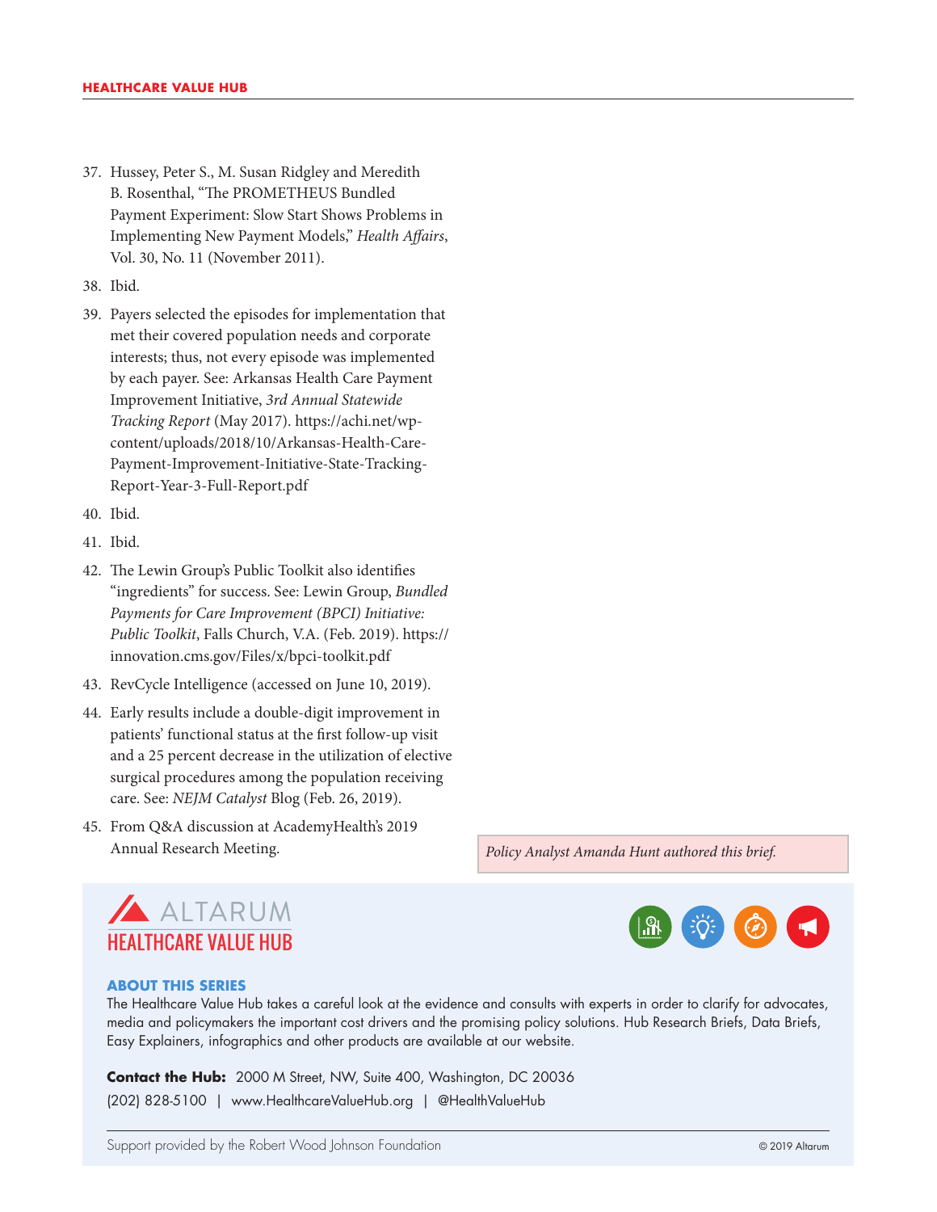37. Hussey, Peter S., M. Susan Ridgley and Meredith B. Rosenthal, "The PROMETHEUS Bundled Payment Experiment: Slow Start Shows Problems in Implementing New Payment Models," *Health Affairs*, Vol. 30, No. 11 (November 2011).
38. Ibid.
39. Payers selected the episodes for implementation that met their covered population needs and corporate interests; thus, not every episode was implemented by each payer. See: Arkansas Health Care Payment Improvement Initiative, *3rd Annual Statewide Tracking Report* (May 2017). https://achi.net/wp-content/uploads/2018/10/Arkansas-Health-Care-Payment-Improvement-Initiative-State-Tracking-Report-Year-3-Full-Report.pdf
40. Ibid.
41. Ibid.
42. The Lewin Group's Public Toolkit also identifies "ingredients" for success. See: Lewin Group, *Bundled Payments for Care Improvement (BPCI) Initiative: Public Toolkit*, Falls Church, V.A. (Feb. 2019). https://innovation.cms.gov/Files/x/bpci-toolkit.pdf
43. RevCycle Intelligence (accessed on June 10, 2019).
44. Early results include a double-digit improvement in patients' functional status at the first follow-up visit and a 25 percent decrease in the utilization of elective surgical procedures among the population receiving care. See: *NEJM Catalyst* Blog (Feb. 26, 2019).
45. From Q&A discussion at AcademyHealth's 2019 Annual Research Meeting.

*Policy Analyst Amanda Hunt authored this brief.*

ALTARUM
HEALTHCARE VALUE HUB

### ABOUT THIS SERIES

The Healthcare Value Hub takes a careful look at the evidence and consults with experts in order to clarify for advocates, media and policymakers the important cost drivers and the promising policy solutions. Hub Research Briefs, Data Briefs, Easy Explainers, infographics and other products are available at our website.

**Contact the Hub:** 2000 M Street, NW, Suite 400, Washington, DC 20036
(202) 828-5100 | www.HealthcareValueHub.org | @HealthValueHub

Support provided by the Robert Wood Johnson Foundation

© 2019 Altarum